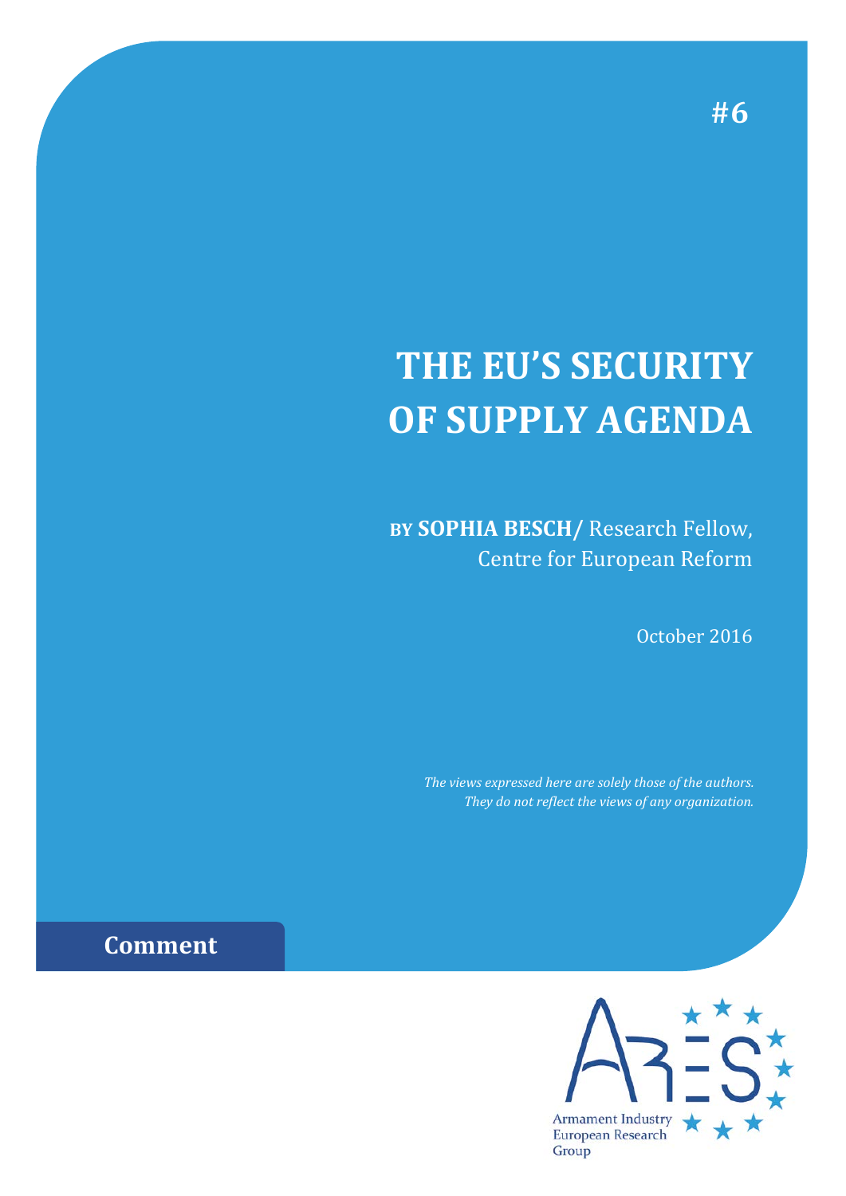#6

# THE EU'S SECURITY OF SUPPLY AGENDA

BY **SOPHIA BESCH/** Research Fellow, Centre for European Reform

October 2016

*The views expressed here are solely those of the authors. They do not reflect the views of any organization.*

**Comment**

Armament Industry European Research Group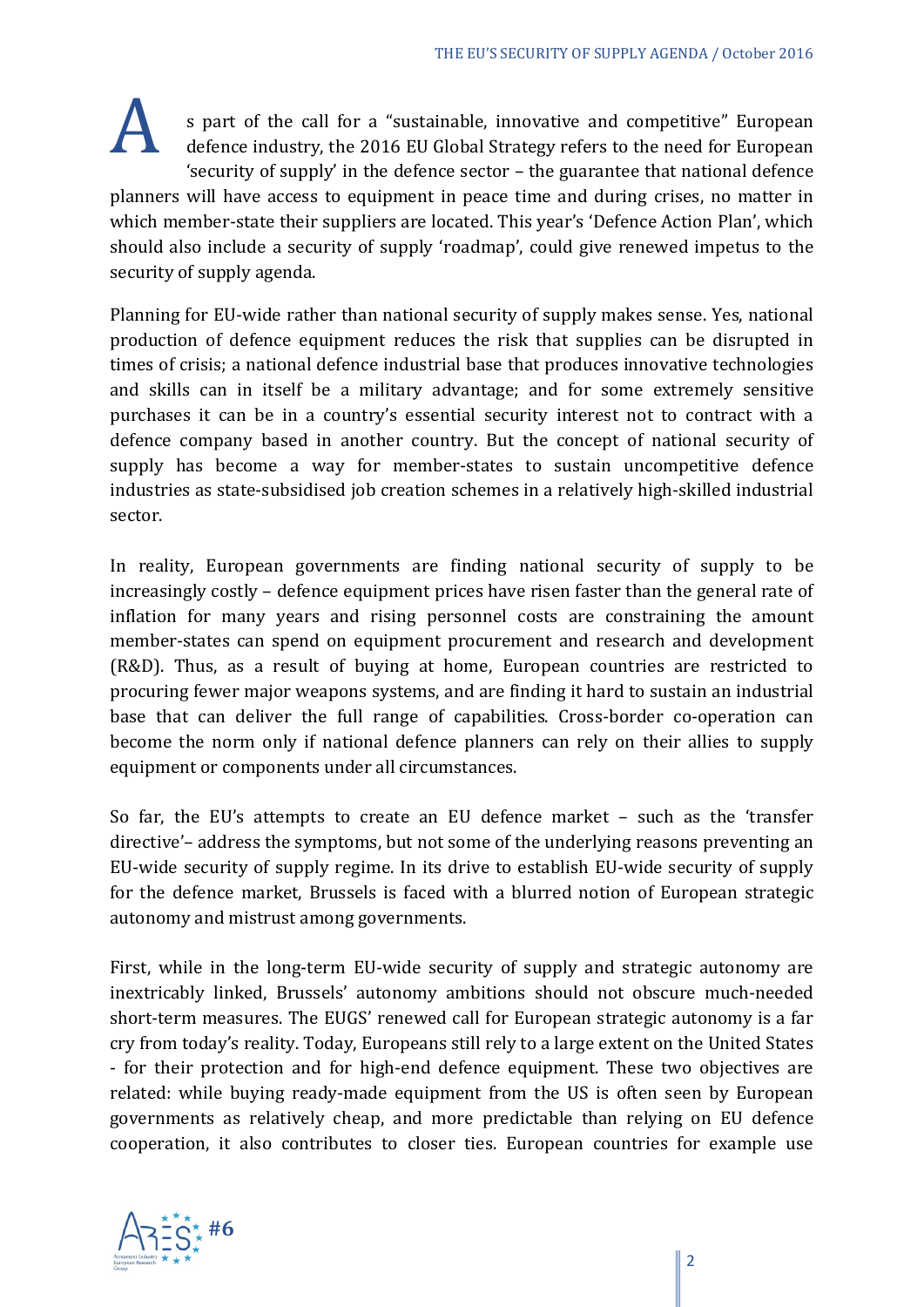As part of the call for a "sustainable, innovative and competitive" European defence industry, the 2016 EU Global Strategy refers to the need for European 'security of supply' in the defence sector – the guarantee that national defence planners will have access to equipment in peace time and during crises, no matter in which member-state their suppliers are located. This year's 'Defence Action Plan', which should also include a security of supply 'roadmap', could give renewed impetus to the security of supply agenda.

Planning for EU-wide rather than national security of supply makes sense. Yes, national production of defence equipment reduces the risk that supplies can be disrupted in times of crisis; a national defence industrial base that produces innovative technologies and skills can in itself be a military advantage; and for some extremely sensitive purchases it can be in a country's essential security interest not to contract with a defence company based in another country. But the concept of national security of supply has become a way for member-states to sustain uncompetitive defence industries as state-subsidised job creation schemes in a relatively high-skilled industrial sector.

In reality, European governments are finding national security of supply to be increasingly costly – defence equipment prices have risen faster than the general rate of inflation for many years and rising personnel costs are constraining the amount member-states can spend on equipment procurement and research and development (R&D). Thus, as a result of buying at home, European countries are restricted to procuring fewer major weapons systems, and are finding it hard to sustain an industrial base that can deliver the full range of capabilities. Cross-border co-operation can become the norm only if national defence planners can rely on their allies to supply equipment or components under all circumstances.

So far, the EU's attempts to create an EU defence market – such as the 'transfer directive'– address the symptoms, but not some of the underlying reasons preventing an EU-wide security of supply regime. In its drive to establish EU-wide security of supply for the defence market, Brussels is faced with a blurred notion of European strategic autonomy and mistrust among governments.

First, while in the long-term EU-wide security of supply and strategic autonomy are inextricably linked, Brussels' autonomy ambitions should not obscure much-needed short-term measures. The EUGS' renewed call for European strategic autonomy is a far cry from today's reality. Today, Europeans still rely to a large extent on the United States - for their protection and for high-end defence equipment. These two objectives are related: while buying ready-made equipment from the US is often seen by European governments as relatively cheap, and more predictable than relying on EU defence cooperation, it also contributes to closer ties. European countries for example use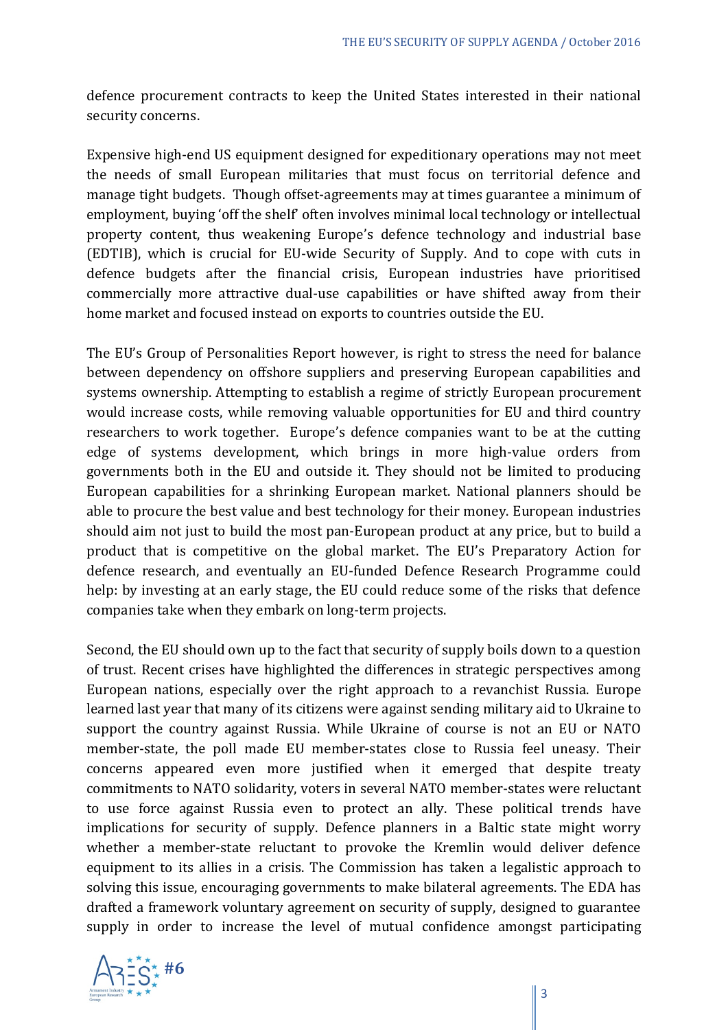defence procurement contracts to keep the United States interested in their national security concerns.

Expensive high-end US equipment designed for expeditionary operations may not meet the needs of small European militaries that must focus on territorial defence and manage tight budgets. Though offset-agreements may at times guarantee a minimum of employment, buying 'off the shelf' often involves minimal local technology or intellectual property content, thus weakening Europe's defence technology and industrial base (EDTIB), which is crucial for EU-wide Security of Supply. And to cope with cuts in defence budgets after the financial crisis, European industries have prioritised commercially more attractive dual-use capabilities or have shifted away from their home market and focused instead on exports to countries outside the EU.

The EU's Group of Personalities Report however, is right to stress the need for balance between dependency on offshore suppliers and preserving European capabilities and systems ownership. Attempting to establish a regime of strictly European procurement would increase costs, while removing valuable opportunities for EU and third country researchers to work together. Europe's defence companies want to be at the cutting edge of systems development, which brings in more high-value orders from governments both in the EU and outside it. They should not be limited to producing European capabilities for a shrinking European market. National planners should be able to procure the best value and best technology for their money. European industries should aim not just to build the most pan-European product at any price, but to build a product that is competitive on the global market. The EU's Preparatory Action for defence research, and eventually an EU-funded Defence Research Programme could help: by investing at an early stage, the EU could reduce some of the risks that defence companies take when they embark on long-term projects.

Second, the EU should own up to the fact that security of supply boils down to a question of trust. Recent crises have highlighted the differences in strategic perspectives among European nations, especially over the right approach to a revanchist Russia. Europe learned last year that many of its citizens were against sending military aid to Ukraine to support the country against Russia. While Ukraine of course is not an EU or NATO member-state, the poll made EU member-states close to Russia feel uneasy. Their concerns appeared even more justified when it emerged that despite treaty commitments to NATO solidarity, voters in several NATO member-states were reluctant to use force against Russia even to protect an ally. These political trends have implications for security of supply. Defence planners in a Baltic state might worry whether a member-state reluctant to provoke the Kremlin would deliver defence equipment to its allies in a crisis. The Commission has taken a legalistic approach to solving this issue, encouraging governments to make bilateral agreements. The EDA has drafted a framework voluntary agreement on security of supply, designed to guarantee supply in order to increase the level of mutual confidence amongst participating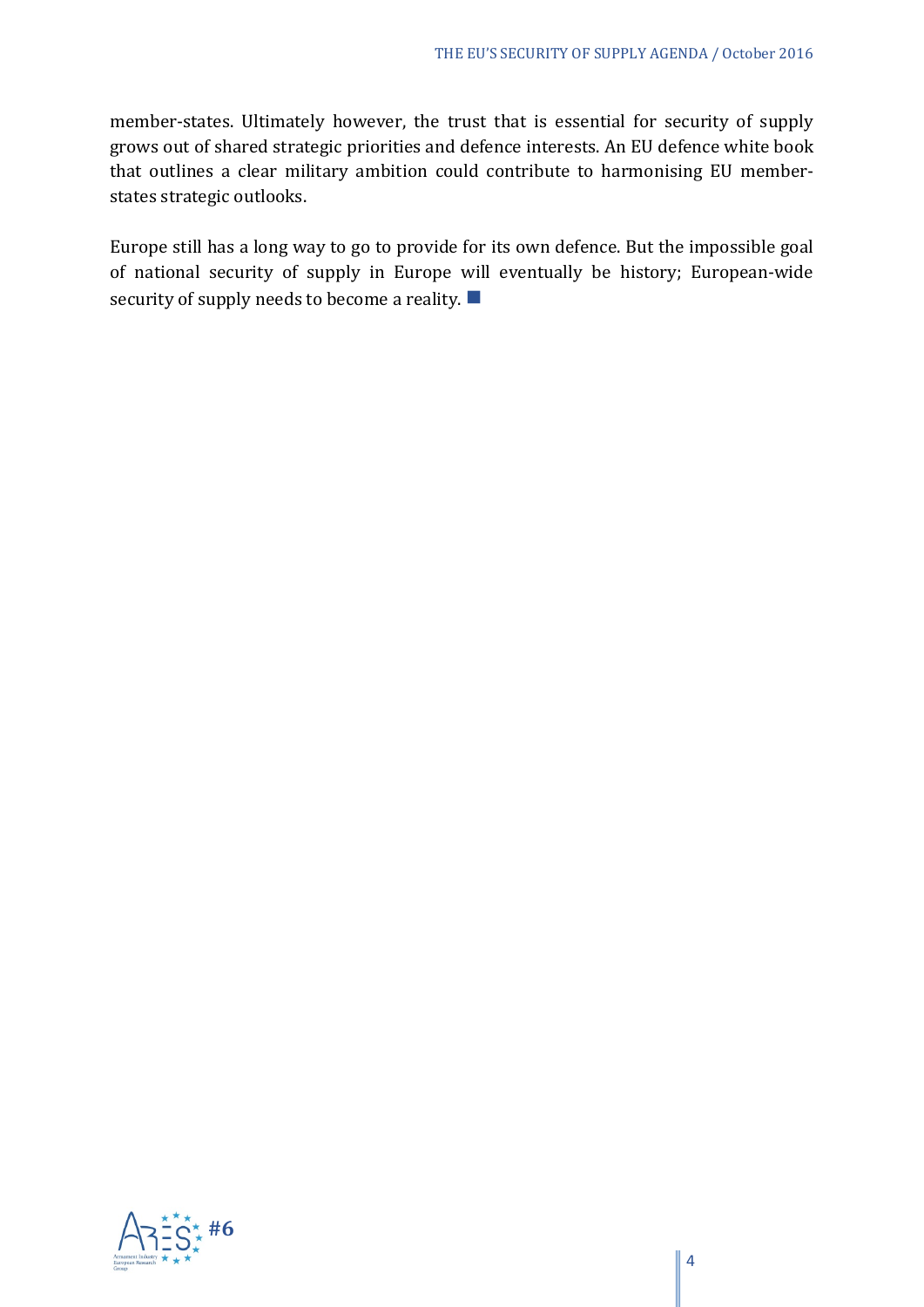member-states. Ultimately however, the trust that is essential for security of supply grows out of shared strategic priorities and defence interests. An EU defence white book that outlines a clear military ambition could contribute to harmonising EU member-states strategic outlooks.

Europe still has a long way to go to provide for its own defence. But the impossible goal of national security of supply in Europe will eventually be history; European-wide security of supply needs to become a reality. ■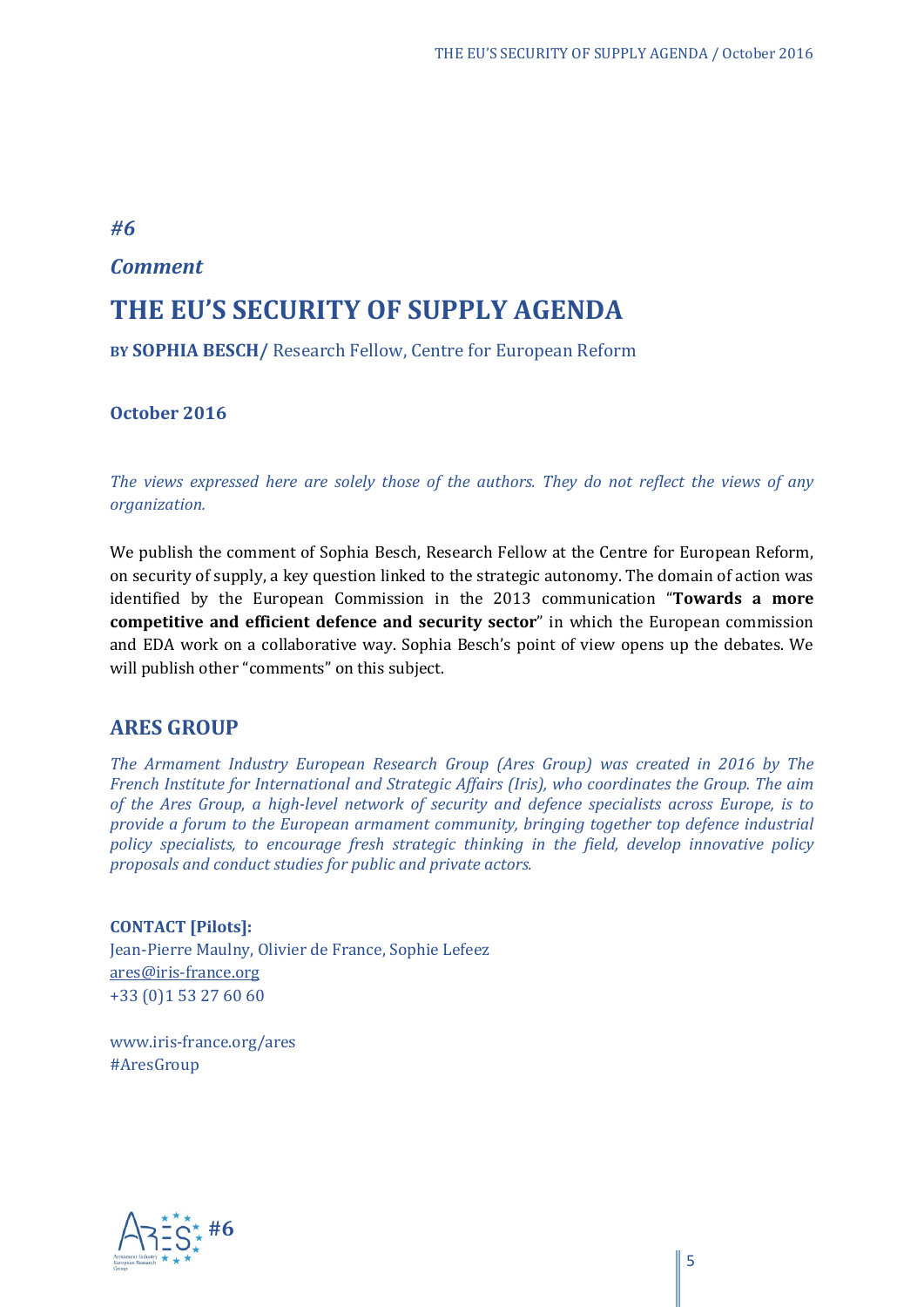*#6*

***Comment***

# THE EU'S SECURITY OF SUPPLY AGENDA

**BY SOPHIA BESCH/** Research Fellow, Centre for European Reform

**October 2016**

*The views expressed here are solely those of the authors. They do not reflect the views of any organization.*

We publish the comment of Sophia Besch, Research Fellow at the Centre for European Reform, on security of supply, a key question linked to the strategic autonomy. The domain of action was identified by the European Commission in the 2013 communication "**Towards a more competitive and efficient defence and security sector**" in which the European commission and EDA work on a collaborative way. Sophia Besch's point of view opens up the debates. We will publish other "comments" on this subject.

## ARES GROUP

*The Armament Industry European Research Group (Ares Group) was created in 2016 by The French Institute for International and Strategic Affairs (Iris), who coordinates the Group. The aim of the Ares Group, a high-level network of security and defence specialists across Europe, is to provide a forum to the European armament community, bringing together top defence industrial policy specialists, to encourage fresh strategic thinking in the field, develop innovative policy proposals and conduct studies for public and private actors.*

**CONTACT [Pilots]:**
Jean-Pierre Maulny, Olivier de France, Sophie Lefeez
ares@iris-france.org
+33 (0)1 53 27 60 60

www.iris-france.org/ares
#AresGroup